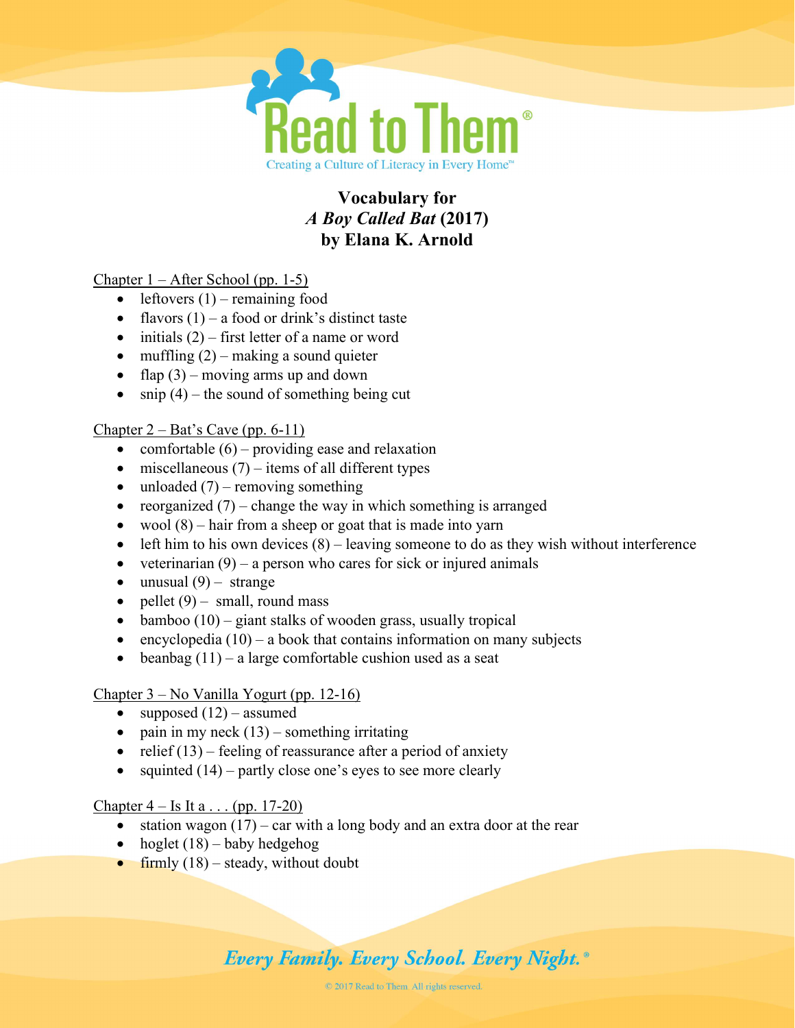Read to Them®

Creating a Culture of Literacy in Every Home™

# Vocabulary for *A Boy Called Bat* (2017) by Elana K. Arnold

Chapter 1 – After School (pp. 1-5)

- leftovers (1) – remaining food
- flavors (1) – a food or drink's distinct taste
- initials (2) – first letter of a name or word
- muffling (2) – making a sound quieter
- flap (3) – moving arms up and down
- snip (4) – the sound of something being cut

Chapter 2 – Bat's Cave (pp. 6-11)

- comfortable (6) – providing ease and relaxation
- miscellaneous (7) – items of all different types
- unloaded (7) – removing something
- reorganized (7) – change the way in which something is arranged
- wool (8) – hair from a sheep or goat that is made into yarn
- left him to his own devices (8) – leaving someone to do as they wish without interference
- veterinarian (9) – a person who cares for sick or injured animals
- unusual (9) – strange
- pellet (9) – small, round mass
- bamboo (10) – giant stalks of wooden grass, usually tropical
- encyclopedia (10) – a book that contains information on many subjects
- beanbag (11) – a large comfortable cushion used as a seat

Chapter 3 – No Vanilla Yogurt (pp. 12-16)

- supposed (12) – assumed
- pain in my neck (13) – something irritating
- relief (13) – feeling of reassurance after a period of anxiety
- squinted (14) – partly close one's eyes to see more clearly

Chapter 4 – Is It a . . . (pp. 17-20)

- station wagon (17) – car with a long body and an extra door at the rear
- hoglet (18) – baby hedgehog
- firmly (18) – steady, without doubt

*Every Family. Every School. Every Night.®*

© 2017 Read to Them All rights reserved.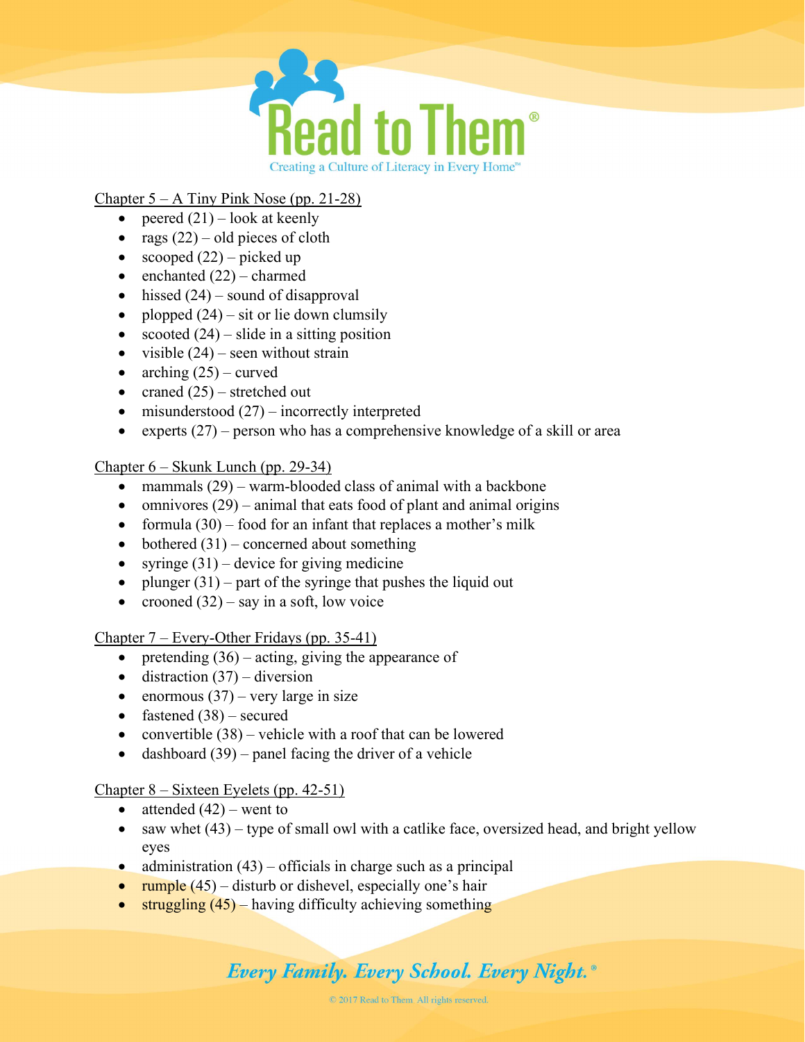Chapter 5 – A Tiny Pink Nose (pp. 21-28)

- peered (21) – look at keenly
- rags (22) – old pieces of cloth
- scooped (22) – picked up
- enchanted (22) – charmed
- hissed (24) – sound of disapproval
- plopped (24) – sit or lie down clumsily
- scooted (24) – slide in a sitting position
- visible (24) – seen without strain
- arching (25) – curved
- craned (25) – stretched out
- misunderstood (27) – incorrectly interpreted
- experts (27) – person who has a comprehensive knowledge of a skill or area

Chapter 6 – Skunk Lunch (pp. 29-34)

- mammals (29) – warm-blooded class of animal with a backbone
- omnivores (29) – animal that eats food of plant and animal origins
- formula (30) – food for an infant that replaces a mother's milk
- bothered (31) – concerned about something
- syringe (31) – device for giving medicine
- plunger (31) – part of the syringe that pushes the liquid out
- crooned (32) – say in a soft, low voice

Chapter 7 – Every-Other Fridays (pp. 35-41)

- pretending (36) – acting, giving the appearance of
- distraction (37) – diversion
- enormous (37) – very large in size
- fastened (38) – secured
- convertible (38) – vehicle with a roof that can be lowered
- dashboard (39) – panel facing the driver of a vehicle

Chapter 8 – Sixteen Eyelets (pp. 42-51)

- attended (42) – went to
- saw whet (43) – type of small owl with a catlike face, oversized head, and bright yellow eyes
- administration (43) – officials in charge such as a principal
- rumple (45) – disturb or dishevel, especially one's hair
- struggling (45) – having difficulty achieving something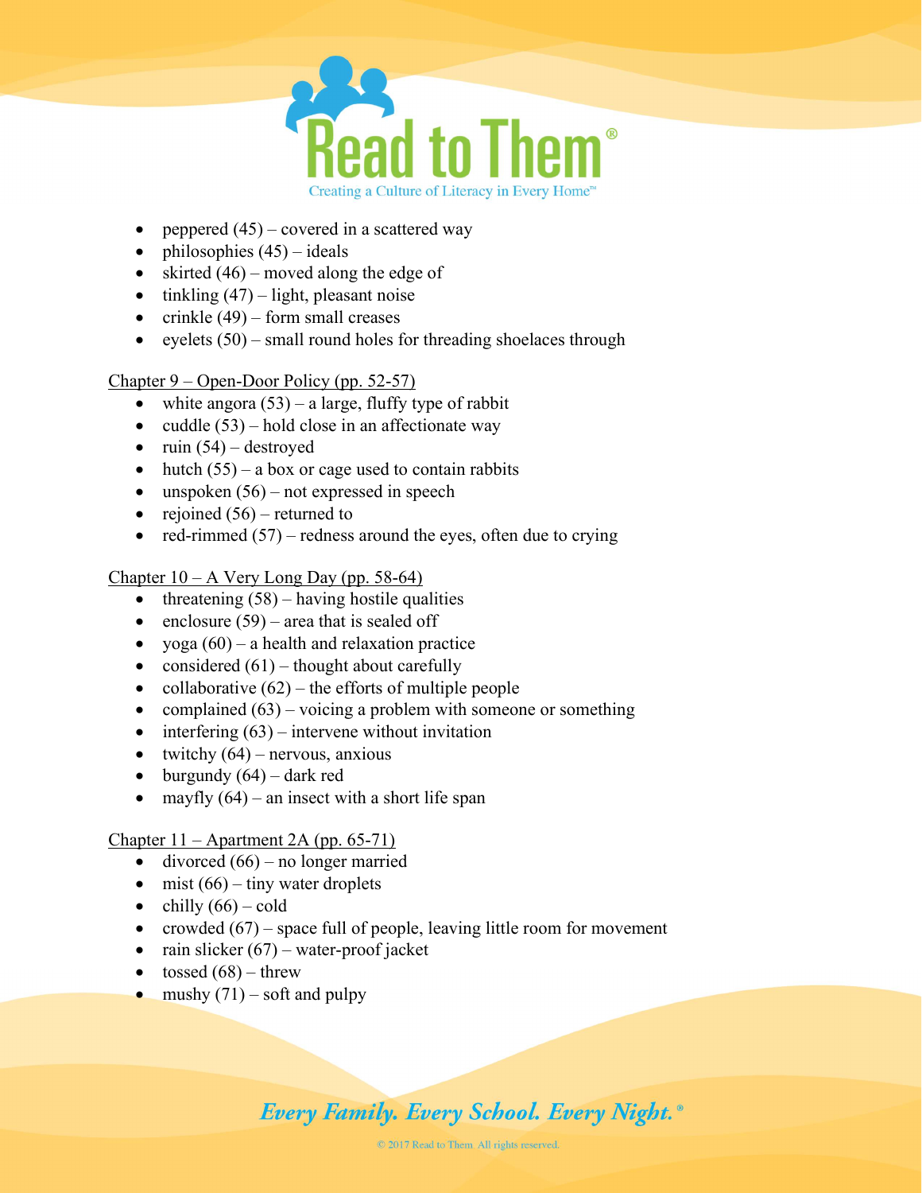- peppered (45) – covered in a scattered way
- philosophies (45) – ideals
- skirted (46) – moved along the edge of
- tinkling (47) – light, pleasant noise
- crinkle (49) – form small creases
- eyelets (50) – small round holes for threading shoelaces through

Chapter 9 – Open-Door Policy (pp. 52-57)

- white angora (53) – a large, fluffy type of rabbit
- cuddle (53) – hold close in an affectionate way
- ruin (54) – destroyed
- hutch (55) – a box or cage used to contain rabbits
- unspoken (56) – not expressed in speech
- rejoined (56) – returned to
- red-rimmed (57) – redness around the eyes, often due to crying

Chapter 10 – A Very Long Day (pp. 58-64)

- threatening (58) – having hostile qualities
- enclosure (59) – area that is sealed off
- yoga (60) – a health and relaxation practice
- considered (61) – thought about carefully
- collaborative (62) – the efforts of multiple people
- complained (63) – voicing a problem with someone or something
- interfering (63) – intervene without invitation
- twitchy (64) – nervous, anxious
- burgundy (64) – dark red
- mayfly (64) – an insect with a short life span

Chapter 11 – Apartment 2A (pp. 65-71)

- divorced (66) – no longer married
- mist (66) – tiny water droplets
- chilly (66) – cold
- crowded (67) – space full of people, leaving little room for movement
- rain slicker (67) – water-proof jacket
- tossed (68) – threw
- mushy (71) – soft and pulpy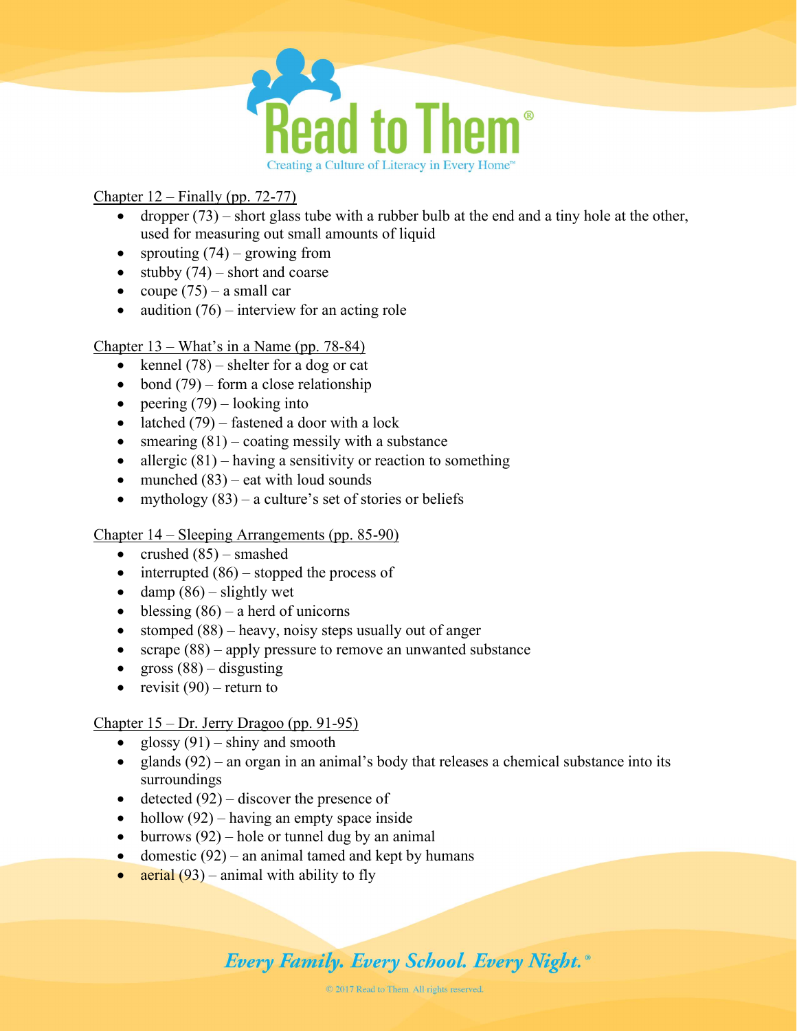Chapter 12 – Finally (pp. 72-77)

- dropper (73) – short glass tube with a rubber bulb at the end and a tiny hole at the other, used for measuring out small amounts of liquid
- sprouting (74) – growing from
- stubby (74) – short and coarse
- coupe (75) – a small car
- audition (76) – interview for an acting role

Chapter 13 – What's in a Name (pp. 78-84)

- kennel (78) – shelter for a dog or cat
- bond (79) – form a close relationship
- peering (79) – looking into
- latched (79) – fastened a door with a lock
- smearing (81) – coating messily with a substance
- allergic (81) – having a sensitivity or reaction to something
- munched (83) – eat with loud sounds
- mythology (83) – a culture's set of stories or beliefs

Chapter 14 – Sleeping Arrangements (pp. 85-90)

- crushed (85) – smashed
- interrupted (86) – stopped the process of
- damp (86) – slightly wet
- blessing (86) – a herd of unicorns
- stomped (88) – heavy, noisy steps usually out of anger
- scrape (88) – apply pressure to remove an unwanted substance
- gross (88) – disgusting
- revisit (90) – return to

Chapter 15 – Dr. Jerry Dragoo (pp. 91-95)

- glossy (91) – shiny and smooth
- glands (92) – an organ in an animal's body that releases a chemical substance into its surroundings
- detected (92) – discover the presence of
- hollow (92) – having an empty space inside
- burrows (92) – hole or tunnel dug by an animal
- domestic (92) – an animal tamed and kept by humans
- aerial (93) – animal with ability to fly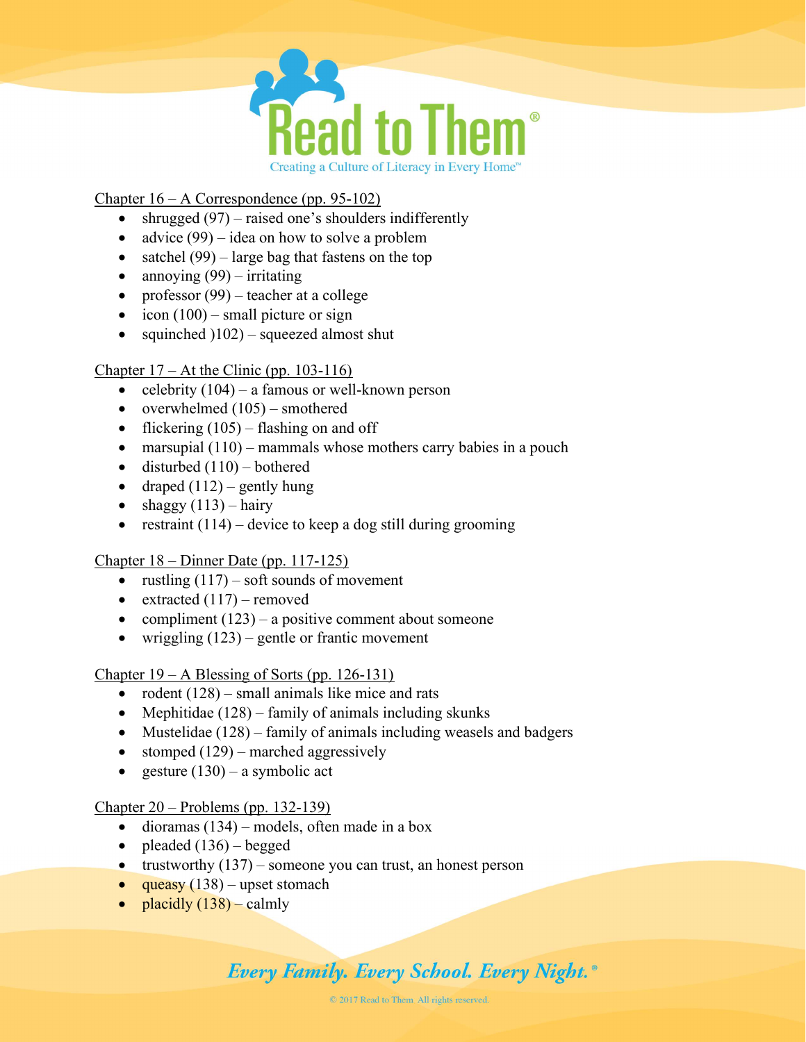Read to Them®

Creating a Culture of Literacy in Every Home™

Chapter 16 – A Correspondence (pp. 95-102)

- shrugged (97) – raised one's shoulders indifferently
- advice (99) – idea on how to solve a problem
- satchel (99) – large bag that fastens on the top
- annoying (99) – irritating
- professor (99) – teacher at a college
- icon (100) – small picture or sign
- squinched )102) – squeezed almost shut

Chapter 17 – At the Clinic (pp. 103-116)

- celebrity (104) – a famous or well-known person
- overwhelmed (105) – smothered
- flickering (105) – flashing on and off
- marsupial (110) – mammals whose mothers carry babies in a pouch
- disturbed (110) – bothered
- draped (112) – gently hung
- shaggy (113) – hairy
- restraint (114) – device to keep a dog still during grooming

Chapter 18 – Dinner Date (pp. 117-125)

- rustling (117) – soft sounds of movement
- extracted (117) – removed
- compliment (123) – a positive comment about someone
- wriggling (123) – gentle or frantic movement

Chapter 19 – A Blessing of Sorts (pp. 126-131)

- rodent (128) – small animals like mice and rats
- Mephitidae (128) – family of animals including skunks
- Mustelidae (128) – family of animals including weasels and badgers
- stomped (129) – marched aggressively
- gesture (130) – a symbolic act

Chapter 20 – Problems (pp. 132-139)

- dioramas (134) – models, often made in a box
- pleaded (136) – begged
- trustworthy (137) – someone you can trust, an honest person
- queasy (138) – upset stomach
- placidly (138) – calmly

*Every Family. Every School. Every Night.®*

© 2017 Read to Them All rights reserved.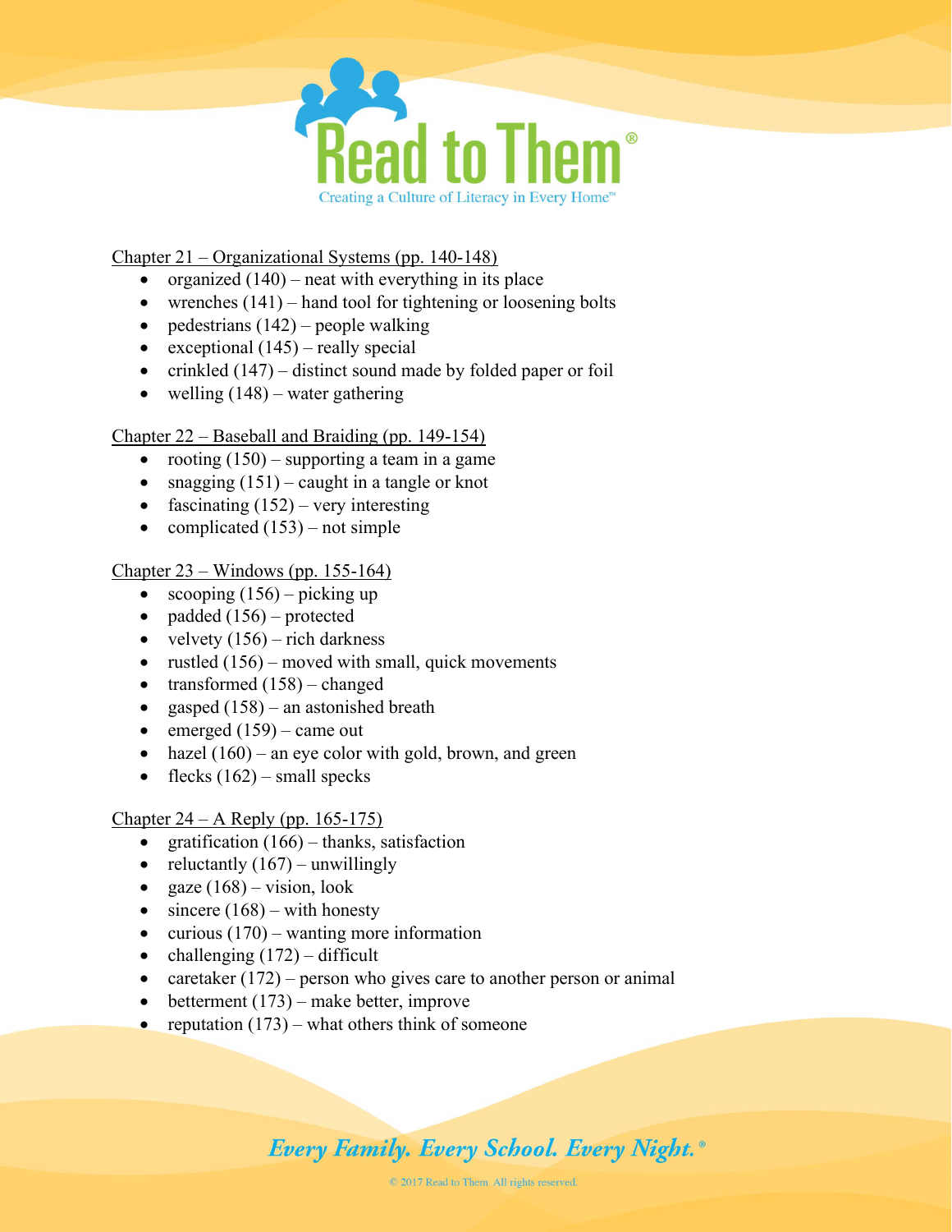Chapter 21 – Organizational Systems (pp. 140-148)

- organized (140) – neat with everything in its place
- wrenches (141) – hand tool for tightening or loosening bolts
- pedestrians (142) – people walking
- exceptional (145) – really special
- crinkled (147) – distinct sound made by folded paper or foil
- welling (148) – water gathering

Chapter 22 – Baseball and Braiding (pp. 149-154)

- rooting (150) – supporting a team in a game
- snagging (151) – caught in a tangle or knot
- fascinating (152) – very interesting
- complicated (153) – not simple

Chapter 23 – Windows (pp. 155-164)

- scooping (156) – picking up
- padded (156) – protected
- velvety (156) – rich darkness
- rustled (156) – moved with small, quick movements
- transformed (158) – changed
- gasped (158) – an astonished breath
- emerged (159) – came out
- hazel (160) – an eye color with gold, brown, and green
- flecks (162) – small specks

Chapter 24 – A Reply (pp. 165-175)

- gratification (166) – thanks, satisfaction
- reluctantly (167) – unwillingly
- gaze (168) – vision, look
- sincere (168) – with honesty
- curious (170) – wanting more information
- challenging (172) – difficult
- caretaker (172) – person who gives care to another person or animal
- betterment (173) – make better, improve
- reputation (173) – what others think of someone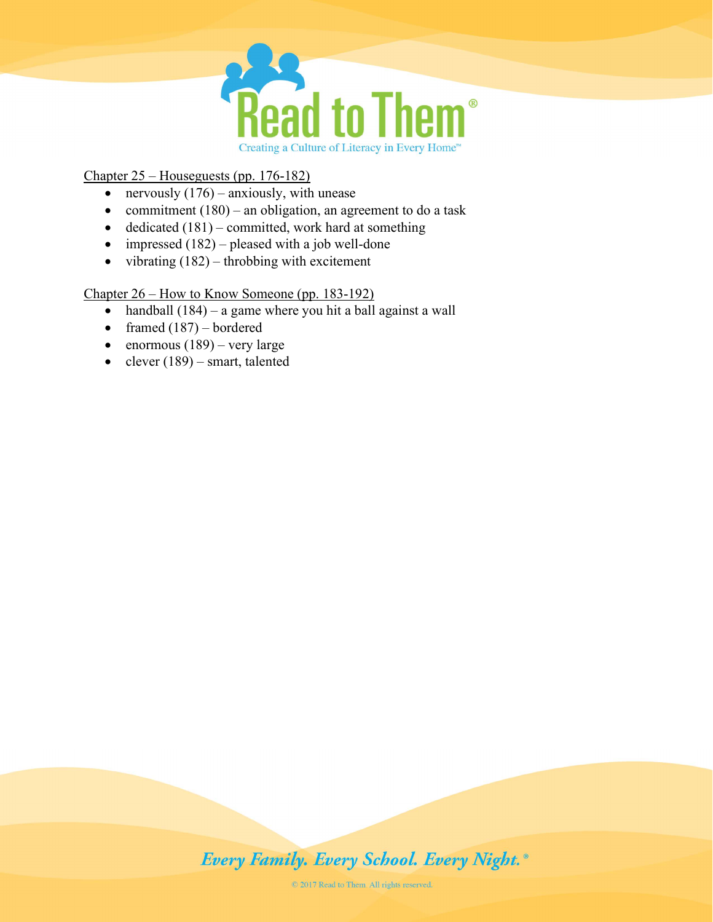Chapter 25 – Houseguests (pp. 176-182)

- nervously (176) – anxiously, with unease
- commitment (180) – an obligation, an agreement to do a task
- dedicated (181) – committed, work hard at something
- impressed (182) – pleased with a job well-done
- vibrating (182) – throbbing with excitement

Chapter 26 – How to Know Someone (pp. 183-192)

- handball (184) – a game where you hit a ball against a wall
- framed (187) – bordered
- enormous (189) – very large
- clever (189) – smart, talented